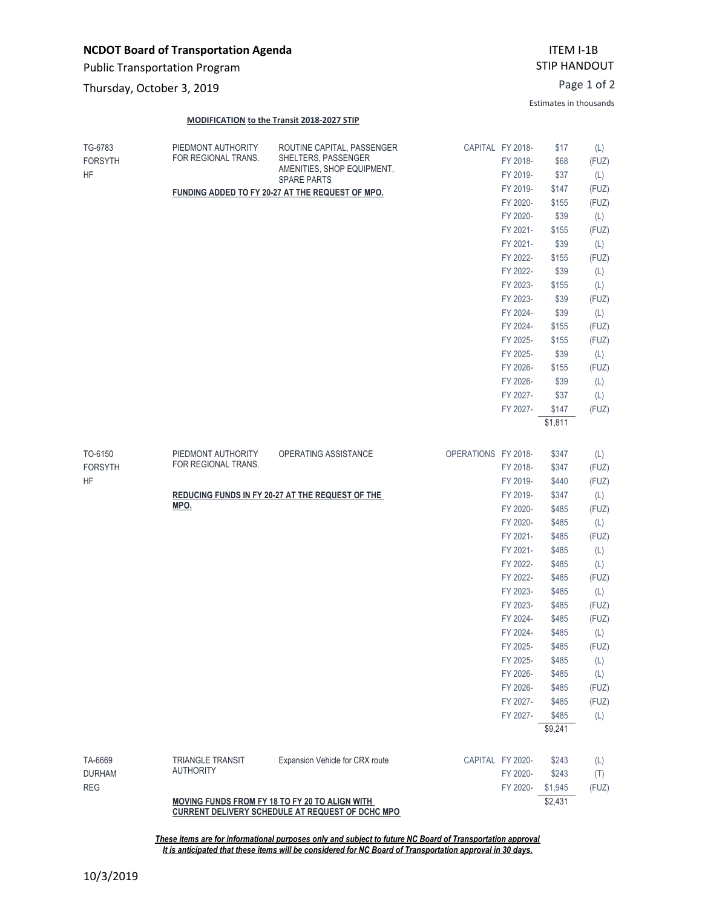**NCDOT Board of Transportation Agenda**

Public Transportation Program

Thursday, October 3, 2019

ITEM I-1B

STIP HANDOUT

Estimates in thousands

**MODIFICATION to the Transit 2018-2027 STIP**

| Project | Agency | Description | Type | FY | Amount | Fund |
|---|---|---|---|---|---|---|
| TG-6783<br>FORSYTH<br>HF | PIEDMONT AUTHORITY FOR REGIONAL TRANS. | ROUTINE CAPITAL, PASSENGER SHELTERS, PASSENGER AMENITIES, SHOP EQUIPMENT, SPARE PARTS<br>**FUNDING ADDED TO FY 20-27 AT THE REQUEST OF MPO.** | CAPITAL | FY 2018- | $17 | (L) |
| | | | | FY 2018- | $68 | (FUZ) |
| | | | | FY 2019- | $37 | (L) |
| | | | | FY 2019- | $147 | (FUZ) |
| | | | | FY 2020- | $155 | (FUZ) |
| | | | | FY 2020- | $39 | (L) |
| | | | | FY 2021- | $155 | (FUZ) |
| | | | | FY 2021- | $39 | (L) |
| | | | | FY 2022- | $155 | (FUZ) |
| | | | | FY 2022- | $39 | (L) |
| | | | | FY 2023- | $155 | (L) |
| | | | | FY 2023- | $39 | (FUZ) |
| | | | | FY 2024- | $39 | (L) |
| | | | | FY 2024- | $155 | (FUZ) |
| | | | | FY 2025- | $155 | (FUZ) |
| | | | | FY 2025- | $39 | (L) |
| | | | | FY 2026- | $155 | (FUZ) |
| | | | | FY 2026- | $39 | (L) |
| | | | | FY 2027- | $37 | (L) |
| | | | | FY 2027- | $147 | (FUZ) |
| | | | | | $1,811 | |
| TO-6150<br>FORSYTH<br>HF | PIEDMONT AUTHORITY FOR REGIONAL TRANS. | OPERATING ASSISTANCE<br>**REDUCING FUNDS IN FY 20-27 AT THE REQUEST OF THE MPO.** | OPERATIONS | FY 2018- | $347 | (L) |
| | | | | FY 2018- | $347 | (FUZ) |
| | | | | FY 2019- | $440 | (FUZ) |
| | | | | FY 2019- | $347 | (L) |
| | | | | FY 2020- | $485 | (FUZ) |
| | | | | FY 2020- | $485 | (L) |
| | | | | FY 2021- | $485 | (FUZ) |
| | | | | FY 2021- | $485 | (L) |
| | | | | FY 2022- | $485 | (L) |
| | | | | FY 2022- | $485 | (FUZ) |
| | | | | FY 2023- | $485 | (L) |
| | | | | FY 2023- | $485 | (FUZ) |
| | | | | FY 2024- | $485 | (FUZ) |
| | | | | FY 2024- | $485 | (L) |
| | | | | FY 2025- | $485 | (FUZ) |
| | | | | FY 2025- | $485 | (L) |
| | | | | FY 2026- | $485 | (L) |
| | | | | FY 2026- | $485 | (FUZ) |
| | | | | FY 2027- | $485 | (FUZ) |
| | | | | FY 2027- | $485 | (L) |
| | | | | | $9,241 | |
| TA-6669<br>DURHAM<br>REG | TRIANGLE TRANSIT AUTHORITY | Expansion Vehicle for CRX route<br>**MOVING FUNDS FROM FY 18 TO FY 20 TO ALIGN WITH CURRENT DELIVERY SCHEDULE AT REQUEST OF DCHC MPO** | CAPITAL | FY 2020- | $243 | (L) |
| | | | | FY 2020- | $243 | (T) |
| | | | | FY 2020- | $1,945 | (FUZ) |
| | | | | | $2,431 | |

***These items are for informational purposes only and subject to future NC Board of Transportation approval***

***It is anticipated that these items will be considered for NC Board of Transportation approval in 30 days.***

10/3/2019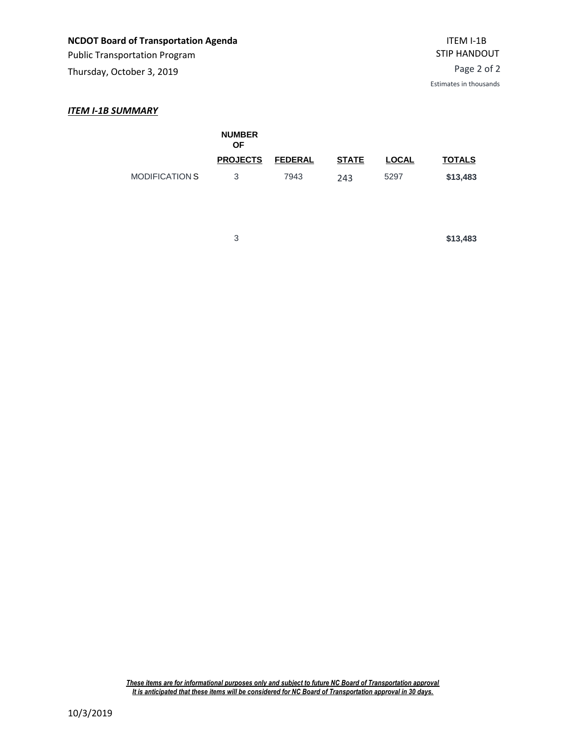**NCDOT Board of Transportation Agenda**

Public Transportation Program

Thursday, October 3, 2019

ITEM I-1B
STIP HANDOUT

Estimates in thousands

***ITEM I-1B SUMMARY***

| | NUMBER OF PROJECTS | FEDERAL | STATE | LOCAL | TOTALS |
|---|---|---|---|---|---|
| MODIFICATION S | 3 | 7943 | 243 | 5297 | **$13,483** |
| | 3 | | | | **$13,483** |

***These items are for informational purposes only and subject to future NC Board of Transportation approval***
***It is anticipated that these items will be considered for NC Board of Transportation approval in 30 days.***

10/3/2019